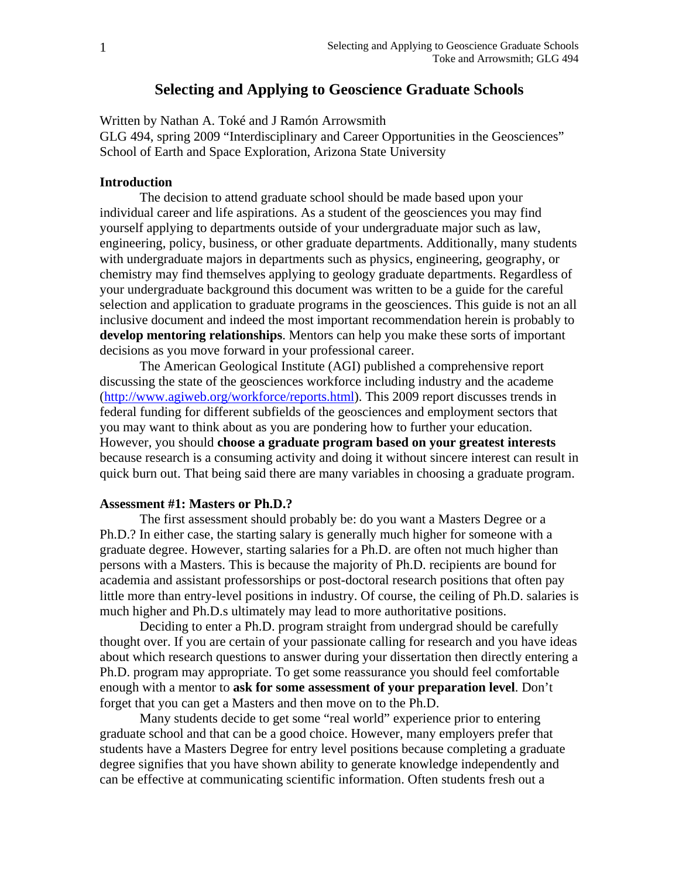# Selecting and Applying to Geoscience Graduate Schools

Written by Nathan A. Toké and J Ramón Arrowsmith
GLG 494, spring 2009 "Interdisciplinary and Career Opportunities in the Geosciences"
School of Earth and Space Exploration, Arizona State University

## Introduction

The decision to attend graduate school should be made based upon your individual career and life aspirations. As a student of the geosciences you may find yourself applying to departments outside of your undergraduate major such as law, engineering, policy, business, or other graduate departments. Additionally, many students with undergraduate majors in departments such as physics, engineering, geography, or chemistry may find themselves applying to geology graduate departments. Regardless of your undergraduate background this document was written to be a guide for the careful selection and application to graduate programs in the geosciences. This guide is not an all inclusive document and indeed the most important recommendation herein is probably to **develop mentoring relationships**. Mentors can help you make these sorts of important decisions as you move forward in your professional career.

The American Geological Institute (AGI) published a comprehensive report discussing the state of the geosciences workforce including industry and the academe (http://www.agiweb.org/workforce/reports.html). This 2009 report discusses trends in federal funding for different subfields of the geosciences and employment sectors that you may want to think about as you are pondering how to further your education. However, you should **choose a graduate program based on your greatest interests** because research is a consuming activity and doing it without sincere interest can result in quick burn out. That being said there are many variables in choosing a graduate program.

## Assessment #1: Masters or Ph.D.?

The first assessment should probably be: do you want a Masters Degree or a Ph.D.? In either case, the starting salary is generally much higher for someone with a graduate degree. However, starting salaries for a Ph.D. are often not much higher than persons with a Masters. This is because the majority of Ph.D. recipients are bound for academia and assistant professorships or post-doctoral research positions that often pay little more than entry-level positions in industry. Of course, the ceiling of Ph.D. salaries is much higher and Ph.D.s ultimately may lead to more authoritative positions.

Deciding to enter a Ph.D. program straight from undergrad should be carefully thought over. If you are certain of your passionate calling for research and you have ideas about which research questions to answer during your dissertation then directly entering a Ph.D. program may appropriate. To get some reassurance you should feel comfortable enough with a mentor to **ask for some assessment of your preparation level**. Don't forget that you can get a Masters and then move on to the Ph.D.

Many students decide to get some "real world" experience prior to entering graduate school and that can be a good choice. However, many employers prefer that students have a Masters Degree for entry level positions because completing a graduate degree signifies that you have shown ability to generate knowledge independently and can be effective at communicating scientific information. Often students fresh out a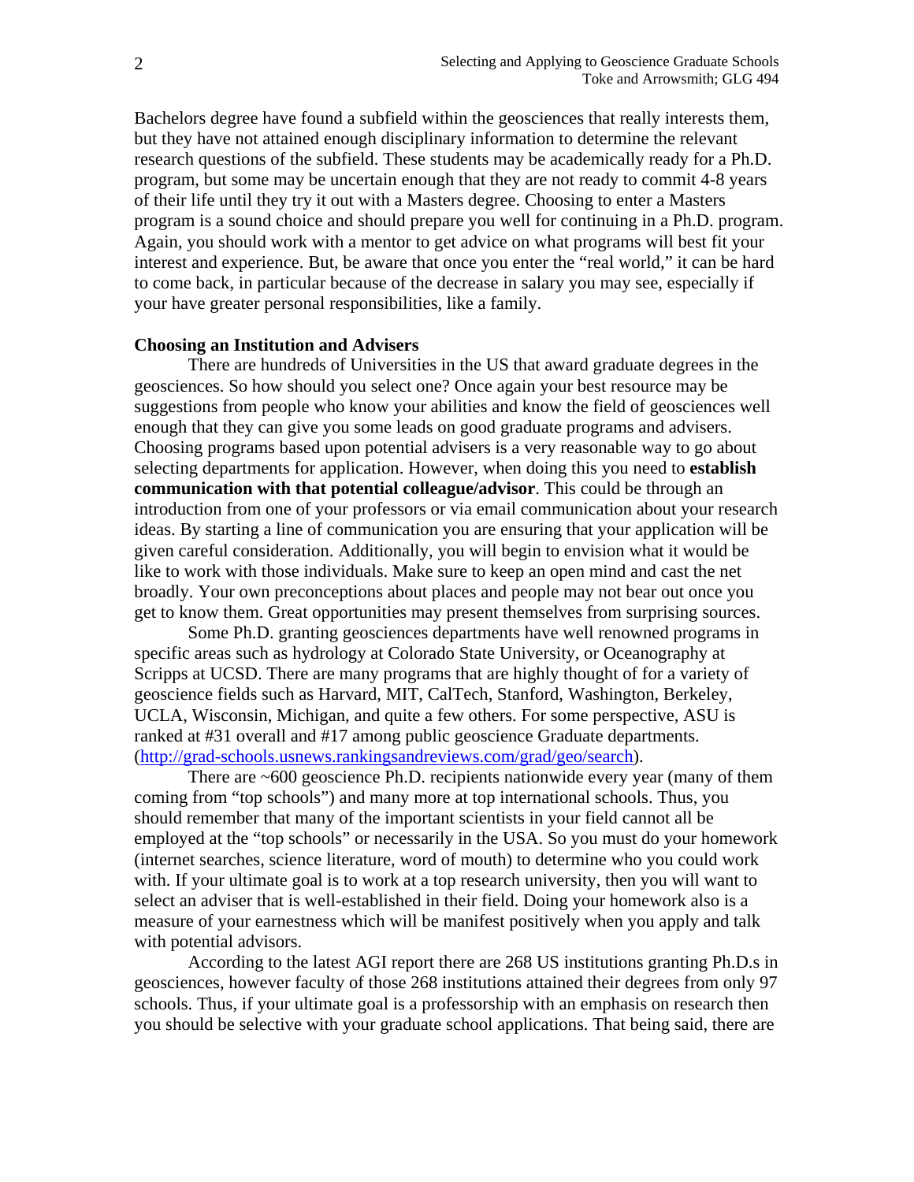Bachelors degree have found a subfield within the geosciences that really interests them, but they have not attained enough disciplinary information to determine the relevant research questions of the subfield. These students may be academically ready for a Ph.D. program, but some may be uncertain enough that they are not ready to commit 4-8 years of their life until they try it out with a Masters degree. Choosing to enter a Masters program is a sound choice and should prepare you well for continuing in a Ph.D. program. Again, you should work with a mentor to get advice on what programs will best fit your interest and experience. But, be aware that once you enter the "real world," it can be hard to come back, in particular because of the decrease in salary you may see, especially if your have greater personal responsibilities, like a family.

**Choosing an Institution and Advisers**

There are hundreds of Universities in the US that award graduate degrees in the geosciences. So how should you select one? Once again your best resource may be suggestions from people who know your abilities and know the field of geosciences well enough that they can give you some leads on good graduate programs and advisers. Choosing programs based upon potential advisers is a very reasonable way to go about selecting departments for application. However, when doing this you need to **establish communication with that potential colleague/advisor**. This could be through an introduction from one of your professors or via email communication about your research ideas. By starting a line of communication you are ensuring that your application will be given careful consideration. Additionally, you will begin to envision what it would be like to work with those individuals. Make sure to keep an open mind and cast the net broadly. Your own preconceptions about places and people may not bear out once you get to know them. Great opportunities may present themselves from surprising sources.

Some Ph.D. granting geosciences departments have well renowned programs in specific areas such as hydrology at Colorado State University, or Oceanography at Scripps at UCSD. There are many programs that are highly thought of for a variety of geoscience fields such as Harvard, MIT, CalTech, Stanford, Washington, Berkeley, UCLA, Wisconsin, Michigan, and quite a few others. For some perspective, ASU is ranked at #31 overall and #17 among public geoscience Graduate departments. (http://grad-schools.usnews.rankingsandreviews.com/grad/geo/search).

There are ~600 geoscience Ph.D. recipients nationwide every year (many of them coming from "top schools") and many more at top international schools. Thus, you should remember that many of the important scientists in your field cannot all be employed at the "top schools" or necessarily in the USA. So you must do your homework (internet searches, science literature, word of mouth) to determine who you could work with. If your ultimate goal is to work at a top research university, then you will want to select an adviser that is well-established in their field. Doing your homework also is a measure of your earnestness which will be manifest positively when you apply and talk with potential advisors.

According to the latest AGI report there are 268 US institutions granting Ph.D.s in geosciences, however faculty of those 268 institutions attained their degrees from only 97 schools. Thus, if your ultimate goal is a professorship with an emphasis on research then you should be selective with your graduate school applications. That being said, there are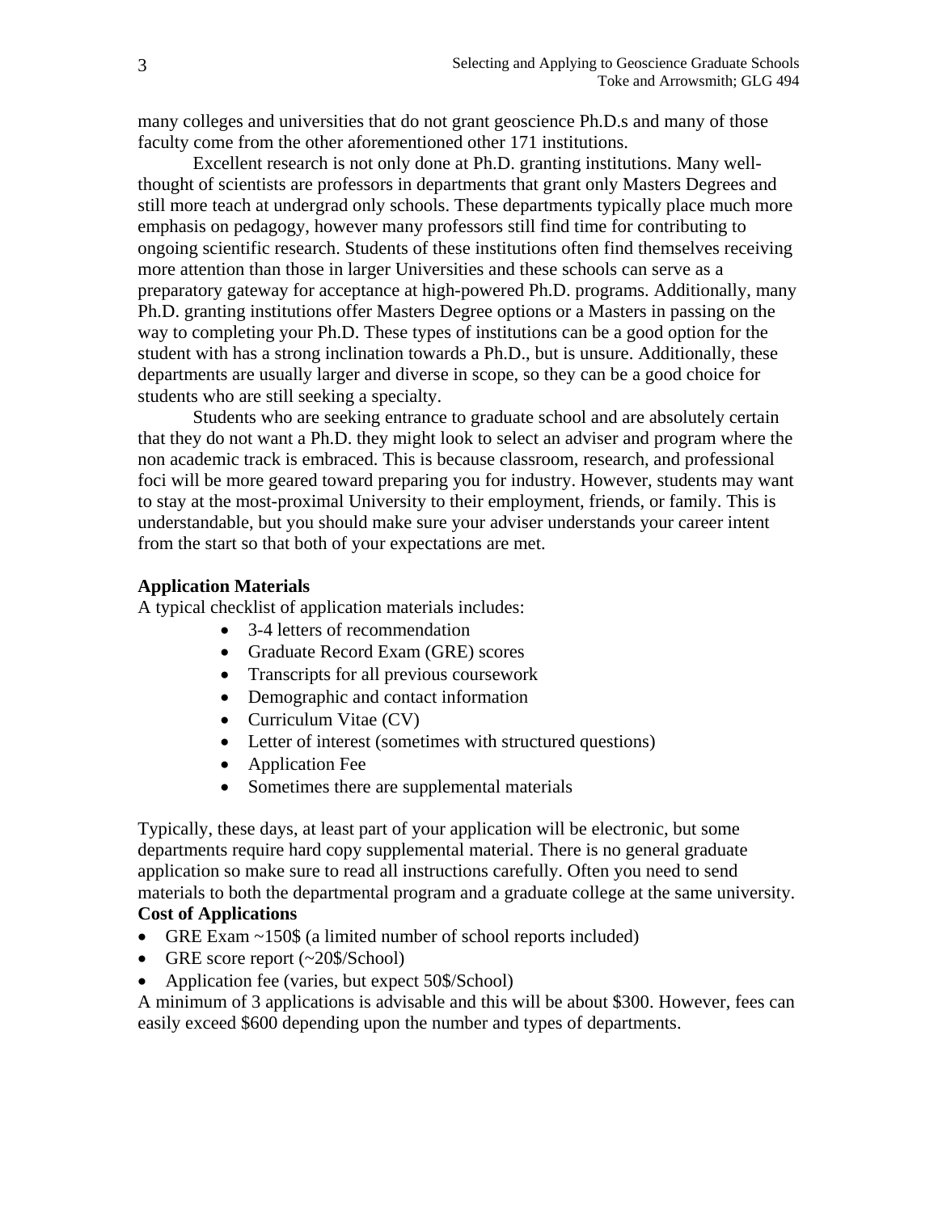many colleges and universities that do not grant geoscience Ph.D.s and many of those faculty come from the other aforementioned other 171 institutions.

Excellent research is not only done at Ph.D. granting institutions. Many well-thought of scientists are professors in departments that grant only Masters Degrees and still more teach at undergrad only schools. These departments typically place much more emphasis on pedagogy, however many professors still find time for contributing to ongoing scientific research. Students of these institutions often find themselves receiving more attention than those in larger Universities and these schools can serve as a preparatory gateway for acceptance at high-powered Ph.D. programs. Additionally, many Ph.D. granting institutions offer Masters Degree options or a Masters in passing on the way to completing your Ph.D. These types of institutions can be a good option for the student with has a strong inclination towards a Ph.D., but is unsure. Additionally, these departments are usually larger and diverse in scope, so they can be a good choice for students who are still seeking a specialty.

Students who are seeking entrance to graduate school and are absolutely certain that they do not want a Ph.D. they might look to select an adviser and program where the non academic track is embraced. This is because classroom, research, and professional foci will be more geared toward preparing you for industry. However, students may want to stay at the most-proximal University to their employment, friends, or family. This is understandable, but you should make sure your adviser understands your career intent from the start so that both of your expectations are met.

**Application Materials**

A typical checklist of application materials includes:

- 3-4 letters of recommendation
- Graduate Record Exam (GRE) scores
- Transcripts for all previous coursework
- Demographic and contact information
- Curriculum Vitae (CV)
- Letter of interest (sometimes with structured questions)
- Application Fee
- Sometimes there are supplemental materials

Typically, these days, at least part of your application will be electronic, but some departments require hard copy supplemental material. There is no general graduate application so make sure to read all instructions carefully. Often you need to send materials to both the departmental program and a graduate college at the same university.

**Cost of Applications**

- GRE Exam ~150$ (a limited number of school reports included)
- GRE score report (~20$/School)
- Application fee (varies, but expect 50$/School)

A minimum of 3 applications is advisable and this will be about $300. However, fees can easily exceed $600 depending upon the number and types of departments.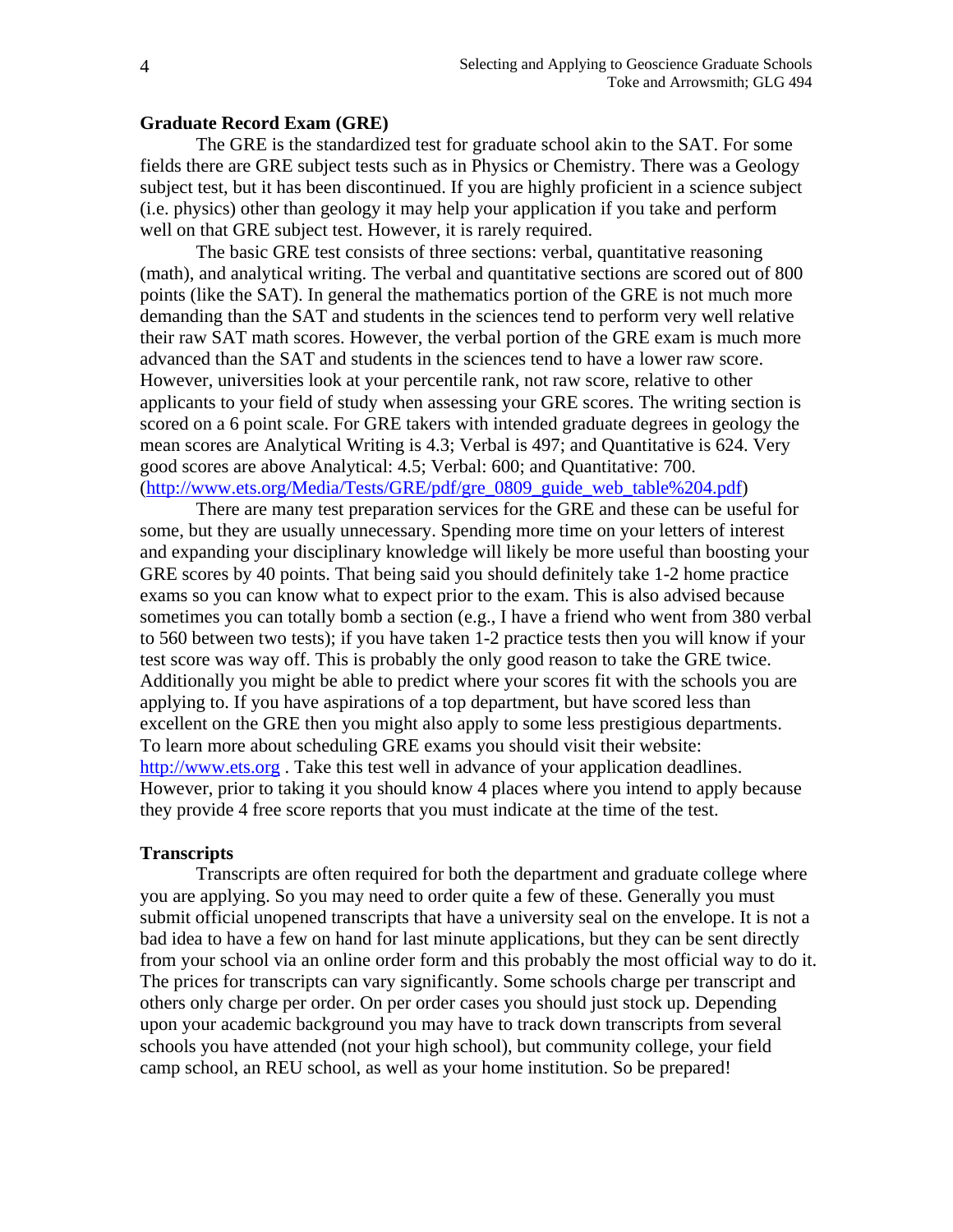**Graduate Record Exam (GRE)**

The GRE is the standardized test for graduate school akin to the SAT. For some fields there are GRE subject tests such as in Physics or Chemistry. There was a Geology subject test, but it has been discontinued. If you are highly proficient in a science subject (i.e. physics) other than geology it may help your application if you take and perform well on that GRE subject test. However, it is rarely required.

The basic GRE test consists of three sections: verbal, quantitative reasoning (math), and analytical writing. The verbal and quantitative sections are scored out of 800 points (like the SAT). In general the mathematics portion of the GRE is not much more demanding than the SAT and students in the sciences tend to perform very well relative their raw SAT math scores. However, the verbal portion of the GRE exam is much more advanced than the SAT and students in the sciences tend to have a lower raw score. However, universities look at your percentile rank, not raw score, relative to other applicants to your field of study when assessing your GRE scores. The writing section is scored on a 6 point scale. For GRE takers with intended graduate degrees in geology the mean scores are Analytical Writing is 4.3; Verbal is 497; and Quantitative is 624. Very good scores are above Analytical: 4.5; Verbal: 600; and Quantitative: 700. (http://www.ets.org/Media/Tests/GRE/pdf/gre_0809_guide_web_table%204.pdf)

There are many test preparation services for the GRE and these can be useful for some, but they are usually unnecessary. Spending more time on your letters of interest and expanding your disciplinary knowledge will likely be more useful than boosting your GRE scores by 40 points. That being said you should definitely take 1-2 home practice exams so you can know what to expect prior to the exam. This is also advised because sometimes you can totally bomb a section (e.g., I have a friend who went from 380 verbal to 560 between two tests); if you have taken 1-2 practice tests then you will know if your test score was way off. This is probably the only good reason to take the GRE twice. Additionally you might be able to predict where your scores fit with the schools you are applying to. If you have aspirations of a top department, but have scored less than excellent on the GRE then you might also apply to some less prestigious departments. To learn more about scheduling GRE exams you should visit their website: http://www.ets.org . Take this test well in advance of your application deadlines. However, prior to taking it you should know 4 places where you intend to apply because they provide 4 free score reports that you must indicate at the time of the test.

**Transcripts**

Transcripts are often required for both the department and graduate college where you are applying. So you may need to order quite a few of these. Generally you must submit official unopened transcripts that have a university seal on the envelope. It is not a bad idea to have a few on hand for last minute applications, but they can be sent directly from your school via an online order form and this probably the most official way to do it. The prices for transcripts can vary significantly. Some schools charge per transcript and others only charge per order. On per order cases you should just stock up. Depending upon your academic background you may have to track down transcripts from several schools you have attended (not your high school), but community college, your field camp school, an REU school, as well as your home institution. So be prepared!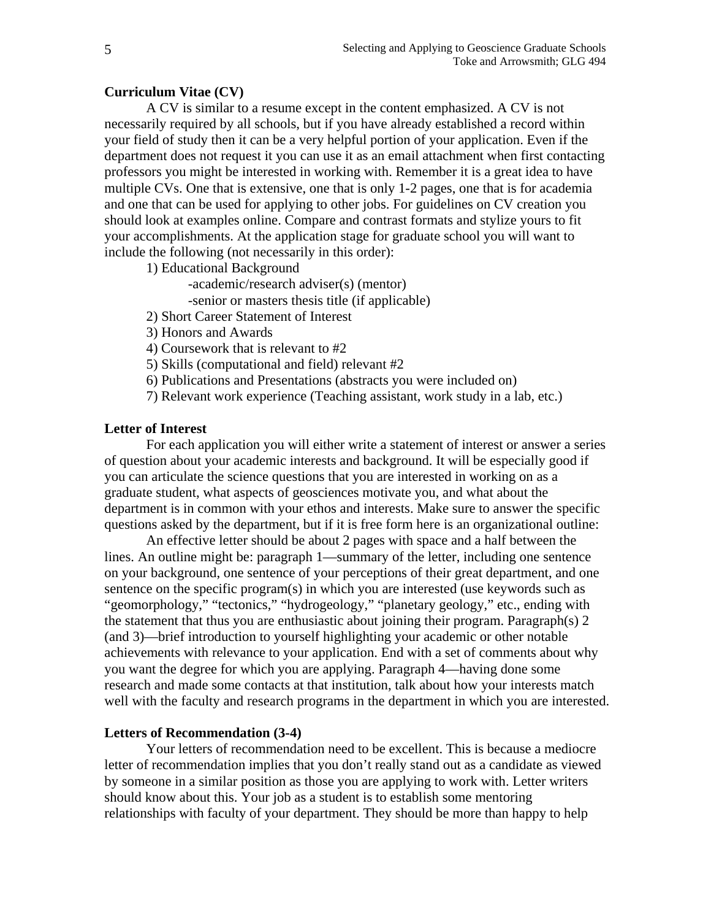**Curriculum Vitae (CV)**

A CV is similar to a resume except in the content emphasized. A CV is not necessarily required by all schools, but if you have already established a record within your field of study then it can be a very helpful portion of your application. Even if the department does not request it you can use it as an email attachment when first contacting professors you might be interested in working with. Remember it is a great idea to have multiple CVs. One that is extensive, one that is only 1-2 pages, one that is for academia and one that can be used for applying to other jobs. For guidelines on CV creation you should look at examples online. Compare and contrast formats and stylize yours to fit your accomplishments. At the application stage for graduate school you will want to include the following (not necessarily in this order):

1) Educational Background
    - academic/research adviser(s) (mentor)
    - senior or masters thesis title (if applicable)
2) Short Career Statement of Interest
3) Honors and Awards
4) Coursework that is relevant to #2
5) Skills (computational and field) relevant #2
6) Publications and Presentations (abstracts you were included on)
7) Relevant work experience (Teaching assistant, work study in a lab, etc.)

**Letter of Interest**

For each application you will either write a statement of interest or answer a series of question about your academic interests and background. It will be especially good if you can articulate the science questions that you are interested in working on as a graduate student, what aspects of geosciences motivate you, and what about the department is in common with your ethos and interests. Make sure to answer the specific questions asked by the department, but if it is free form here is an organizational outline:

An effective letter should be about 2 pages with space and a half between the lines. An outline might be: paragraph 1—summary of the letter, including one sentence on your background, one sentence of your perceptions of their great department, and one sentence on the specific program(s) in which you are interested (use keywords such as "geomorphology," "tectonics," "hydrogeology," "planetary geology," etc., ending with the statement that thus you are enthusiastic about joining their program. Paragraph(s) 2 (and 3)—brief introduction to yourself highlighting your academic or other notable achievements with relevance to your application. End with a set of comments about why you want the degree for which you are applying. Paragraph 4—having done some research and made some contacts at that institution, talk about how your interests match well with the faculty and research programs in the department in which you are interested.

**Letters of Recommendation (3-4)**

Your letters of recommendation need to be excellent. This is because a mediocre letter of recommendation implies that you don't really stand out as a candidate as viewed by someone in a similar position as those you are applying to work with. Letter writers should know about this. Your job as a student is to establish some mentoring relationships with faculty of your department. They should be more than happy to help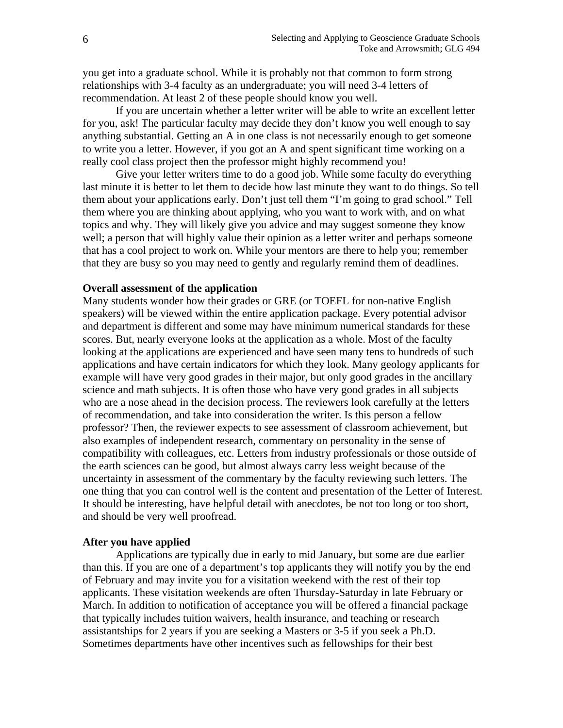you get into a graduate school. While it is probably not that common to form strong relationships with 3-4 faculty as an undergraduate; you will need 3-4 letters of recommendation. At least 2 of these people should know you well.

If you are uncertain whether a letter writer will be able to write an excellent letter for you, ask! The particular faculty may decide they don't know you well enough to say anything substantial. Getting an A in one class is not necessarily enough to get someone to write you a letter. However, if you got an A and spent significant time working on a really cool class project then the professor might highly recommend you!

Give your letter writers time to do a good job. While some faculty do everything last minute it is better to let them to decide how last minute they want to do things. So tell them about your applications early. Don't just tell them "I'm going to grad school." Tell them where you are thinking about applying, who you want to work with, and on what topics and why. They will likely give you advice and may suggest someone they know well; a person that will highly value their opinion as a letter writer and perhaps someone that has a cool project to work on. While your mentors are there to help you; remember that they are busy so you may need to gently and regularly remind them of deadlines.

**Overall assessment of the application**

Many students wonder how their grades or GRE (or TOEFL for non-native English speakers) will be viewed within the entire application package. Every potential advisor and department is different and some may have minimum numerical standards for these scores. But, nearly everyone looks at the application as a whole. Most of the faculty looking at the applications are experienced and have seen many tens to hundreds of such applications and have certain indicators for which they look. Many geology applicants for example will have very good grades in their major, but only good grades in the ancillary science and math subjects. It is often those who have very good grades in all subjects who are a nose ahead in the decision process. The reviewers look carefully at the letters of recommendation, and take into consideration the writer. Is this person a fellow professor? Then, the reviewer expects to see assessment of classroom achievement, but also examples of independent research, commentary on personality in the sense of compatibility with colleagues, etc. Letters from industry professionals or those outside of the earth sciences can be good, but almost always carry less weight because of the uncertainty in assessment of the commentary by the faculty reviewing such letters. The one thing that you can control well is the content and presentation of the Letter of Interest. It should be interesting, have helpful detail with anecdotes, be not too long or too short, and should be very well proofread.

**After you have applied**

Applications are typically due in early to mid January, but some are due earlier than this. If you are one of a department's top applicants they will notify you by the end of February and may invite you for a visitation weekend with the rest of their top applicants. These visitation weekends are often Thursday-Saturday in late February or March. In addition to notification of acceptance you will be offered a financial package that typically includes tuition waivers, health insurance, and teaching or research assistantships for 2 years if you are seeking a Masters or 3-5 if you seek a Ph.D. Sometimes departments have other incentives such as fellowships for their best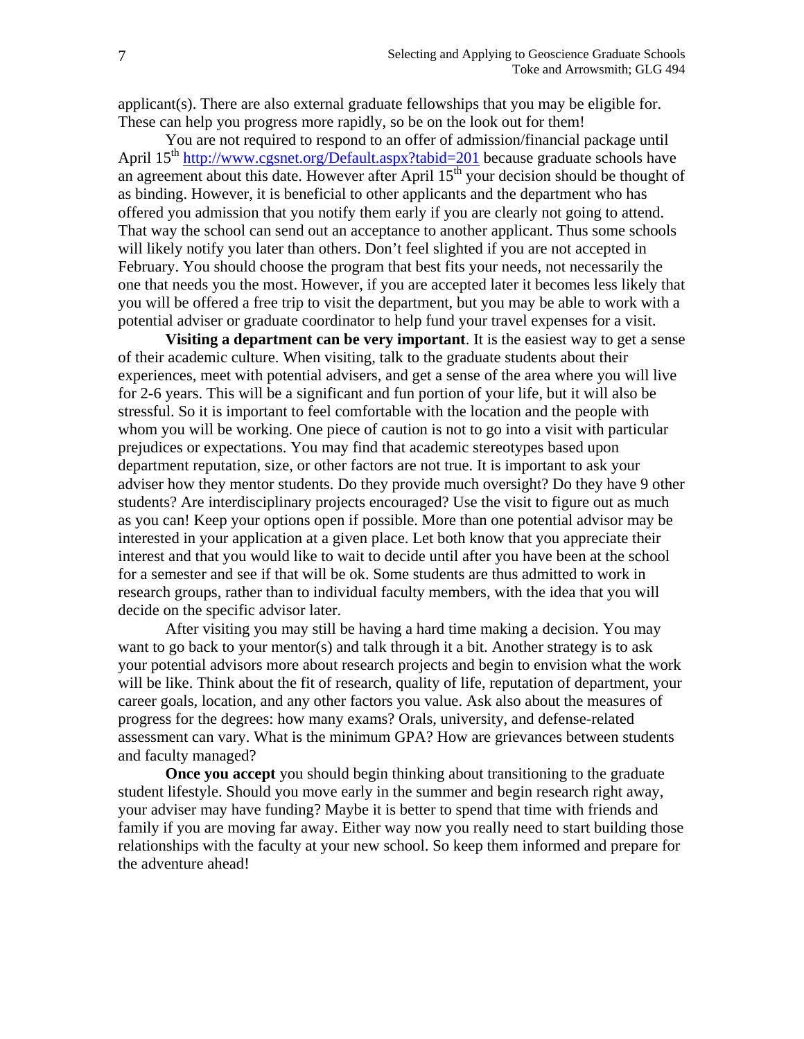applicant(s). There are also external graduate fellowships that you may be eligible for. These can help you progress more rapidly, so be on the look out for them!

You are not required to respond to an offer of admission/financial package until April 15th http://www.cgsnet.org/Default.aspx?tabid=201 because graduate schools have an agreement about this date. However after April 15th your decision should be thought of as binding. However, it is beneficial to other applicants and the department who has offered you admission that you notify them early if you are clearly not going to attend. That way the school can send out an acceptance to another applicant. Thus some schools will likely notify you later than others. Don't feel slighted if you are not accepted in February. You should choose the program that best fits your needs, not necessarily the one that needs you the most. However, if you are accepted later it becomes less likely that you will be offered a free trip to visit the department, but you may be able to work with a potential adviser or graduate coordinator to help fund your travel expenses for a visit.

**Visiting a department can be very important**. It is the easiest way to get a sense of their academic culture. When visiting, talk to the graduate students about their experiences, meet with potential advisers, and get a sense of the area where you will live for 2-6 years. This will be a significant and fun portion of your life, but it will also be stressful. So it is important to feel comfortable with the location and the people with whom you will be working. One piece of caution is not to go into a visit with particular prejudices or expectations. You may find that academic stereotypes based upon department reputation, size, or other factors are not true. It is important to ask your adviser how they mentor students. Do they provide much oversight? Do they have 9 other students? Are interdisciplinary projects encouraged? Use the visit to figure out as much as you can! Keep your options open if possible. More than one potential advisor may be interested in your application at a given place. Let both know that you appreciate their interest and that you would like to wait to decide until after you have been at the school for a semester and see if that will be ok. Some students are thus admitted to work in research groups, rather than to individual faculty members, with the idea that you will decide on the specific advisor later.

After visiting you may still be having a hard time making a decision. You may want to go back to your mentor(s) and talk through it a bit. Another strategy is to ask your potential advisors more about research projects and begin to envision what the work will be like. Think about the fit of research, quality of life, reputation of department, your career goals, location, and any other factors you value. Ask also about the measures of progress for the degrees: how many exams? Orals, university, and defense-related assessment can vary. What is the minimum GPA? How are grievances between students and faculty managed?

**Once you accept** you should begin thinking about transitioning to the graduate student lifestyle. Should you move early in the summer and begin research right away, your adviser may have funding? Maybe it is better to spend that time with friends and family if you are moving far away. Either way now you really need to start building those relationships with the faculty at your new school. So keep them informed and prepare for the adventure ahead!